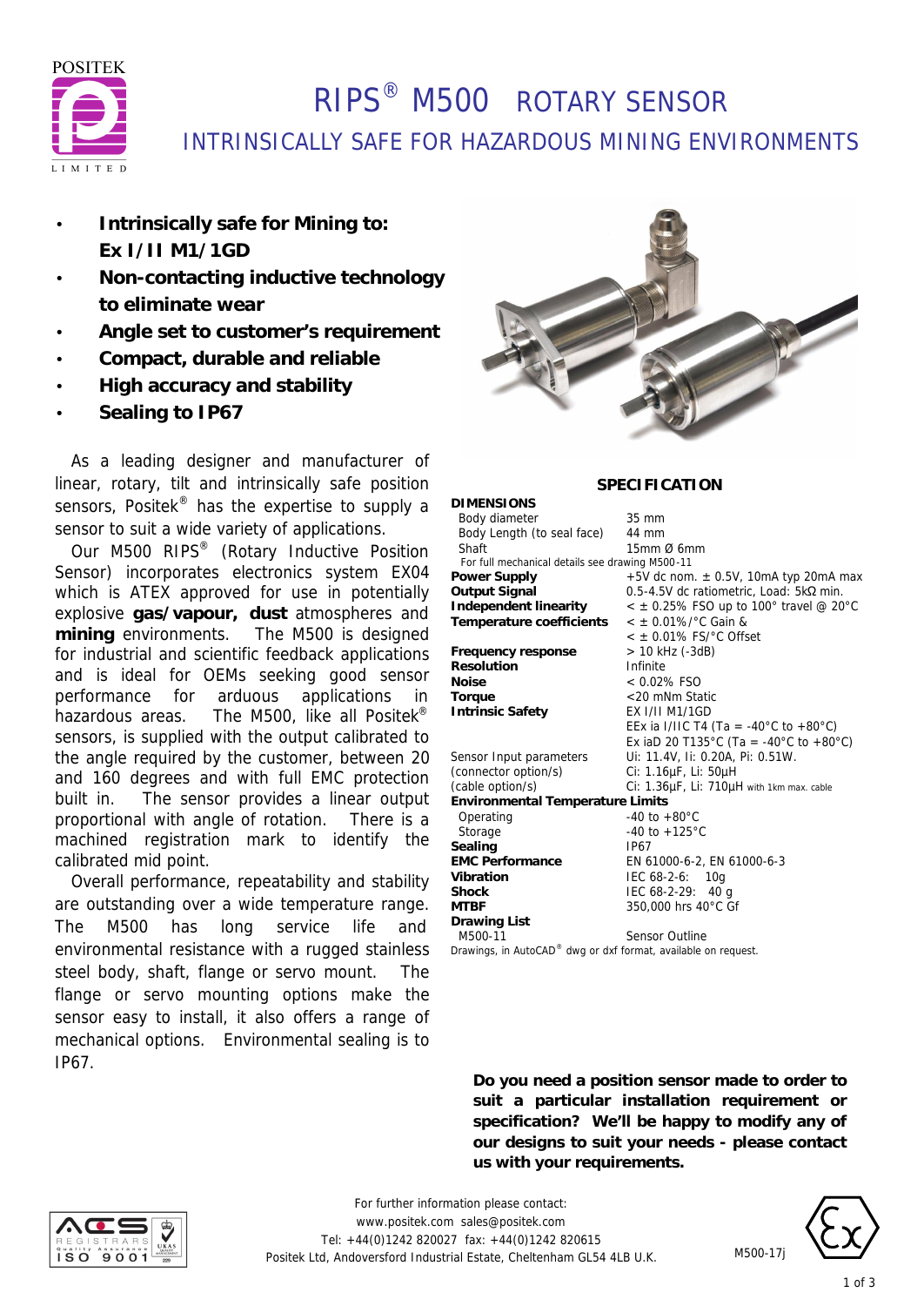POSITEK
LIMITED

# RIPS® M500 ROTARY SENSOR

## INTRINSICALLY SAFE FOR HAZARDOUS MINING ENVIRONMENTS

- **Intrinsically safe for Mining to: Ex I/II M1/1GD**
- **Non-contacting inductive technology to eliminate wear**
- **Angle set to customer's requirement**
- **Compact, durable and reliable**
- **High accuracy and stability**
- **Sealing to IP67**

As a leading designer and manufacturer of linear, rotary, tilt and intrinsically safe position sensors, Positek® has the expertise to supply a sensor to suit a wide variety of applications.

Our M500 RIPS® (Rotary Inductive Position Sensor) incorporates electronics system EX04 which is ATEX approved for use in potentially explosive **gas/vapour, dust** atmospheres and **mining** environments. The M500 is designed for industrial and scientific feedback applications and is ideal for OEMs seeking good sensor performance for arduous applications in hazardous areas. The M500, like all Positek® sensors, is supplied with the output calibrated to the angle required by the customer, between 20 and 160 degrees and with full EMC protection built in. The sensor provides a linear output proportional with angle of rotation. There is a machined registration mark to identify the calibrated mid point.

Overall performance, repeatability and stability are outstanding over a wide temperature range. The M500 has long service life and environmental resistance with a rugged stainless steel body, shaft, flange or servo mount. The flange or servo mounting options make the sensor easy to install, it also offers a range of mechanical options. Environmental sealing is to IP67.

### SPECIFICATION

| | |
|---|---|
| **DIMENSIONS** | |
| Body diameter | 35 mm |
| Body Length (to seal face) | 44 mm |
| Shaft | 15mm Ø 6mm |
| For full mechanical details see drawing M500-11 | |
| **Power Supply** | +5V dc nom. ± 0.5V, 10mA typ 20mA max |
| **Output Signal** | 0.5-4.5V dc ratiometric, Load: 5kΩ min. |
| **Independent linearity** | < ± 0.25% FSO up to 100° travel @ 20°C |
| **Temperature coefficients** | < ± 0.01%/°C Gain & |
| | < ± 0.01% FS/°C Offset |
| **Frequency response** | > 10 kHz (-3dB) |
| **Resolution** | Infinite |
| **Noise** | < 0.02% FSO |
| **Torque** | <20 mNm Static |
| **Intrinsic Safety** | EX I/II M1/1GD |
| | EEx ia I/IIC T4 (Ta = -40°C to +80°C) |
| | Ex iaD 20 T135°C (Ta = -40°C to +80°C) |
| Sensor Input parameters | Ui: 11.4V, Ii: 0.20A, Pi: 0.51W. |
| (connector option/s) | Ci: 1.16μF, Li: 50μH |
| (cable option/s) | Ci: 1.36μF, Li: 710μH with 1km max. cable |
| **Environmental Temperature Limits** | |
| Operating | -40 to +80°C |
| Storage | -40 to +125°C |
| **Sealing** | IP67 |
| **EMC Performance** | EN 61000-6-2, EN 61000-6-3 |
| **Vibration** | IEC 68-2-6: 10g |
| **Shock** | IEC 68-2-29: 40 g |
| **MTBF** | 350,000 hrs 40°C Gf |
| **Drawing List** | |
| M500-11 | Sensor Outline |

Drawings, in AutoCAD® dwg or dxf format, available on request.

**Do you need a position sensor made to order to suit a particular installation requirement or specification? We'll be happy to modify any of our designs to suit your needs - please contact us with your requirements.**

For further information please contact:
www.positek.com sales@positek.com
Tel: +44(0)1242 820027 fax: +44(0)1242 820615
Positek Ltd, Andoversford Industrial Estate, Cheltenham GL54 4LB U.K.

M500-17j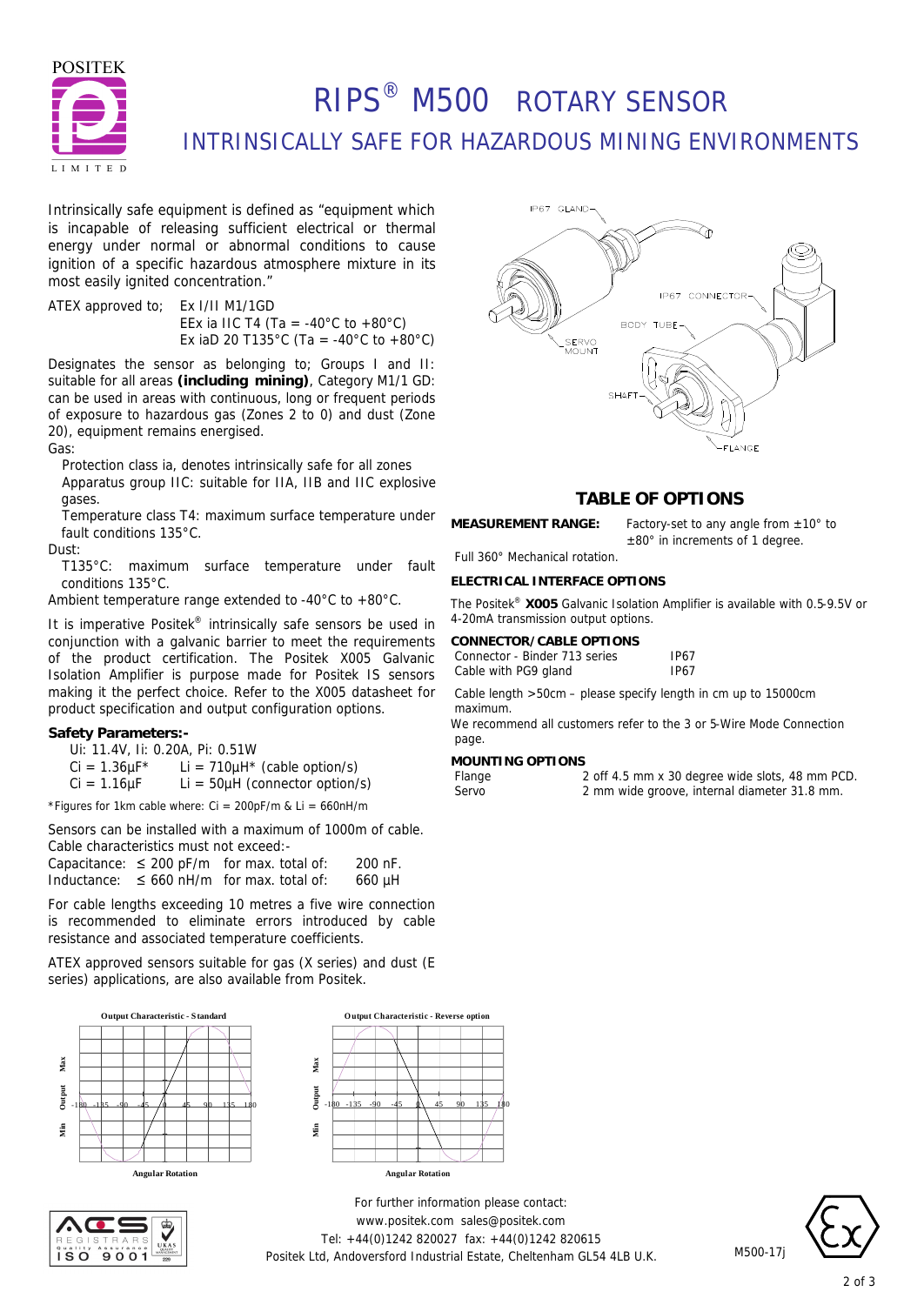# RIPS® M500 ROTARY SENSOR

## INTRINSICALLY SAFE FOR HAZARDOUS MINING ENVIRONMENTS

Intrinsically safe equipment is defined as "equipment which is incapable of releasing sufficient electrical or thermal energy under normal or abnormal conditions to cause ignition of a specific hazardous atmosphere mixture in its most easily ignited concentration."

ATEX approved to; Ex I/II M1/1GD
EEx ia IIC T4 (Ta = -40°C to +80°C)
Ex iaD 20 T135°C (Ta = -40°C to +80°C)

Designates the sensor as belonging to; Groups I and II: suitable for all areas **(including mining)**, Category M1/1 GD: can be used in areas with continuous, long or frequent periods of exposure to hazardous gas (Zones 2 to 0) and dust (Zone 20), equipment remains energised.

Gas:

- Protection class ia, denotes intrinsically safe for all zones
- Apparatus group IIC: suitable for IIA, IIB and IIC explosive gases.
- Temperature class T4: maximum surface temperature under fault conditions 135°C.

Dust:

- T135°C: maximum surface temperature under fault conditions 135°C.

Ambient temperature range extended to -40°C to +80°C.

It is imperative Positek® intrinsically safe sensors be used in conjunction with a galvanic barrier to meet the requirements of the product certification. The Positek X005 Galvanic Isolation Amplifier is purpose made for Positek IS sensors making it the perfect choice. Refer to the X005 datasheet for product specification and output configuration options.

### Safety Parameters:-

Ui: 11.4V, Ii: 0.20A, Pi: 0.51W
Ci = 1.36µF* Li = 710µH* (cable option/s)
Ci = 1.16µF Li = 50µH (connector option/s)

*Figures for 1km cable where: Ci = 200pF/m & Li = 660nH/m

Sensors can be installed with a maximum of 1000m of cable. Cable characteristics must not exceed:-

| | | | |
|---|---|---|---|
| Capacitance: | ≤ 200 pF/m | for max. total of: | 200 nF. |
| Inductance: | ≤ 660 nH/m | for max. total of: | 660 µH |

For cable lengths exceeding 10 metres a five wire connection is recommended to eliminate errors introduced by cable resistance and associated temperature coefficients.

ATEX approved sensors suitable for gas (X series) and dust (E series) applications, are also available from Positek.

IP67 GLAND, IP67 CONNECTOR, BODY TUBE, SERVO MOUNT, SHAFT, FLANGE

## TABLE OF OPTIONS

**MEASUREMENT RANGE:** Factory-set to any angle from ±10° to ±80° in increments of 1 degree.

Full 360° Mechanical rotation.

**ELECTRICAL INTERFACE OPTIONS**

The Positek® **X005** Galvanic Isolation Amplifier is available with 0.5-9.5V or 4-20mA transmission output options.

**CONNECTOR/CABLE OPTIONS**

| | |
|---|---|
| Connector - Binder 713 series | IP67 |
| Cable with PG9 gland | IP67 |

Cable length >50cm – please specify length in cm up to 15000cm maximum.

We recommend all customers refer to the 3 or 5-Wire Mode Connection page.

**MOUNTING OPTIONS**

| | |
|---|---|
| Flange | 2 off 4.5 mm x 30 degree wide slots, 48 mm PCD. |
| Servo | 2 mm wide groove, internal diameter 31.8 mm. |

Output Characteristic - Standard

Output Characteristic - Reverse option

For further information please contact:
www.positek.com sales@positek.com
Tel: +44(0)1242 820027 fax: +44(0)1242 820615
Positek Ltd, Andoversford Industrial Estate, Cheltenham GL54 4LB U.K.

M500-17j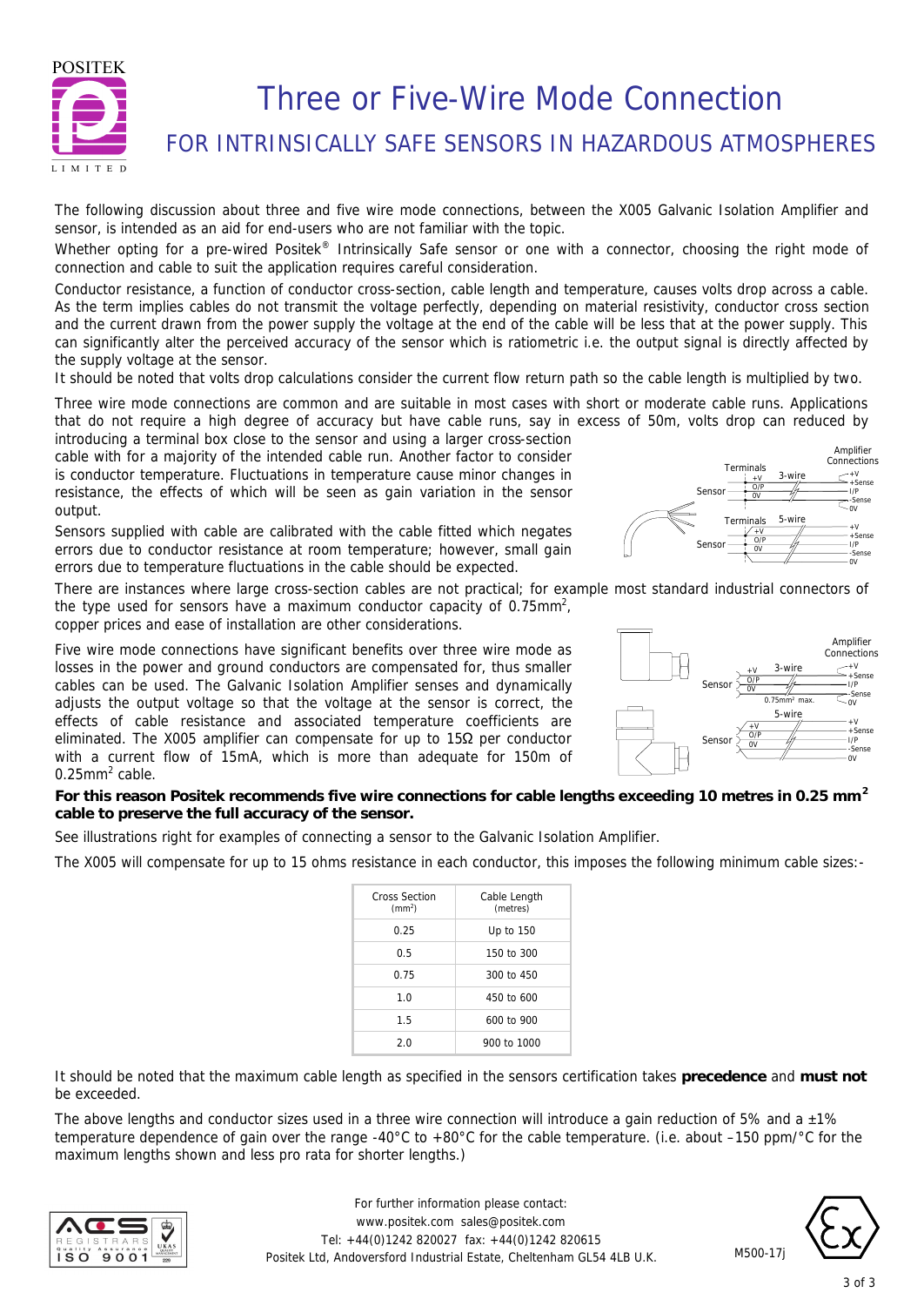# Three or Five-Wire Mode Connection

## FOR INTRINSICALLY SAFE SENSORS IN HAZARDOUS ATMOSPHERES

The following discussion about three and five wire mode connections, between the X005 Galvanic Isolation Amplifier and sensor, is intended as an aid for end-users who are not familiar with the topic.

Whether opting for a pre-wired Positek® Intrinsically Safe sensor or one with a connector, choosing the right mode of connection and cable to suit the application requires careful consideration.

Conductor resistance, a function of conductor cross-section, cable length and temperature, causes volts drop across a cable. As the term implies cables do not transmit the voltage perfectly, depending on material resistivity, conductor cross section and the current drawn from the power supply the voltage at the end of the cable will be less that at the power supply. This can significantly alter the perceived accuracy of the sensor which is ratiometric i.e. the output signal is directly affected by the supply voltage at the sensor.

It should be noted that volts drop calculations consider the current flow return path so the cable length is multiplied by two.

Three wire mode connections are common and are suitable in most cases with short or moderate cable runs. Applications that do not require a high degree of accuracy but have cable runs, say in excess of 50m, volts drop can reduced by introducing a terminal box close to the sensor and using a larger cross-section cable with for a majority of the intended cable run. Another factor to consider is conductor temperature. Fluctuations in temperature cause minor changes in resistance, the effects of which will be seen as gain variation in the sensor output.

Sensors supplied with cable are calibrated with the cable fitted which negates errors due to conductor resistance at room temperature; however, small gain errors due to temperature fluctuations in the cable should be expected.

Amplifier Connections
Terminals
3-wire
Sensor
+V
O/P
0V
+V
+Sense
I/P
-Sense
0V
Terminals
5-wire
Sensor
+V
O/P
0V
+V
+Sense
I/P
-Sense
0V

There are instances where large cross-section cables are not practical; for example most standard industrial connectors of the type used for sensors have a maximum conductor capacity of 0.75mm², copper prices and ease of installation are other considerations.

Five wire mode connections have significant benefits over three wire mode as losses in the power and ground conductors are compensated for, thus smaller cables can be used. The Galvanic Isolation Amplifier senses and dynamically adjusts the output voltage so that the voltage at the sensor is correct, the effects of cable resistance and associated temperature coefficients are eliminated. The X005 amplifier can compensate for up to 15Ω per conductor with a current flow of 15mA, which is more than adequate for 150m of 0.25mm² cable.

Amplifier Connections
3-wire
Sensor
+V
O/P
0V
0.75mm² max.
+V
+Sense
I/P
-Sense
0V
5-wire
Sensor
+V
O/P
0V
+V
+Sense
I/P
-Sense
0V

**For this reason Positek recommends five wire connections for cable lengths exceeding 10 metres in 0.25 mm² cable to preserve the full accuracy of the sensor.**

See illustrations right for examples of connecting a sensor to the Galvanic Isolation Amplifier.

The X005 will compensate for up to 15 ohms resistance in each conductor, this imposes the following minimum cable sizes:-

| Cross Section (mm²) | Cable Length (metres) |
|---|---|
| 0.25 | Up to 150 |
| 0.5 | 150 to 300 |
| 0.75 | 300 to 450 |
| 1.0 | 450 to 600 |
| 1.5 | 600 to 900 |
| 2.0 | 900 to 1000 |

It should be noted that the maximum cable length as specified in the sensors certification takes **precedence** and **must not** be exceeded.

The above lengths and conductor sizes used in a three wire connection will introduce a gain reduction of 5% and a ±1% temperature dependence of gain over the range -40°C to +80°C for the cable temperature. (i.e. about –150 ppm/°C for the maximum lengths shown and less pro rata for shorter lengths.)

For further information please contact:
www.positek.com sales@positek.com
Tel: +44(0)1242 820027 fax: +44(0)1242 820615
Positek Ltd, Andoversford Industrial Estate, Cheltenham GL54 4LB U.K.

M500-17j